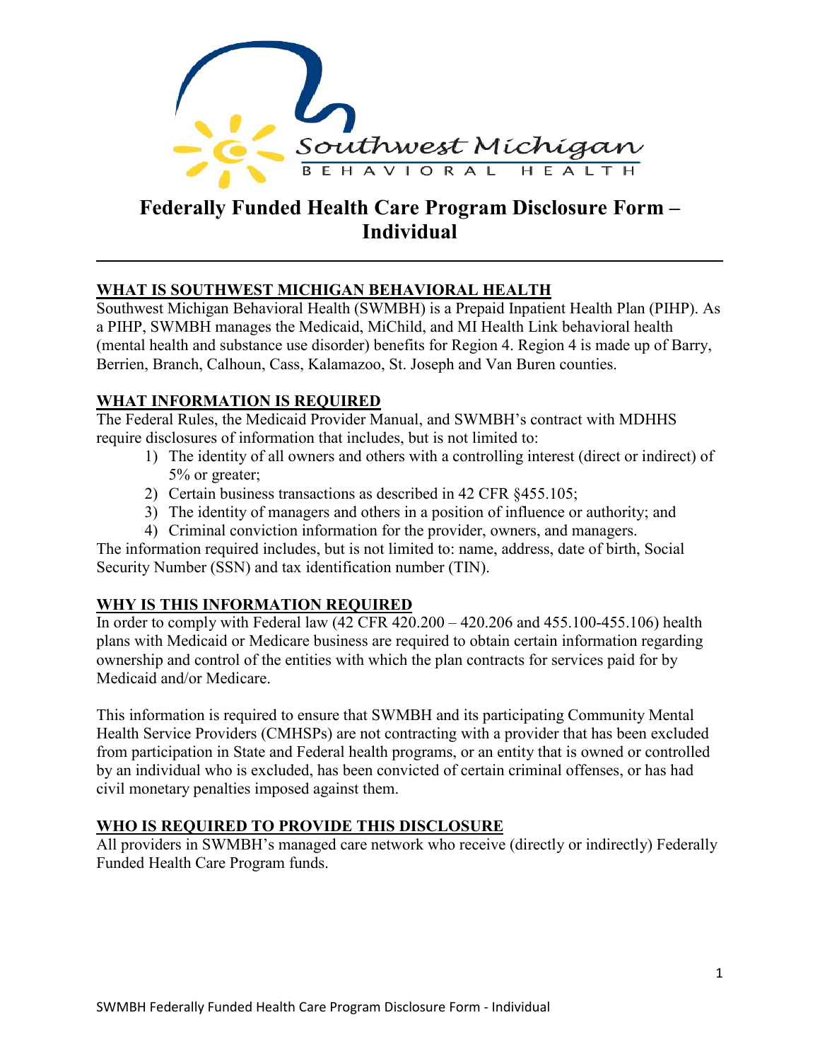# Federally Funded Health Care Program Disclosure Form – Individual

## WHAT IS SOUTHWEST MICHIGAN BEHAVIORAL HEALTH

Southwest Michigan Behavioral Health (SWMBH) is a Prepaid Inpatient Health Plan (PIHP). As a PIHP, SWMBH manages the Medicaid, MiChild, and MI Health Link behavioral health (mental health and substance use disorder) benefits for Region 4. Region 4 is made up of Barry, Berrien, Branch, Calhoun, Cass, Kalamazoo, St. Joseph and Van Buren counties.

## WHAT INFORMATION IS REQUIRED

The Federal Rules, the Medicaid Provider Manual, and SWMBH's contract with MDHHS require disclosures of information that includes, but is not limited to:

1) The identity of all owners and others with a controlling interest (direct or indirect) of 5% or greater;
2) Certain business transactions as described in 42 CFR §455.105;
3) The identity of managers and others in a position of influence or authority; and
4) Criminal conviction information for the provider, owners, and managers.

The information required includes, but is not limited to: name, address, date of birth, Social Security Number (SSN) and tax identification number (TIN).

## WHY IS THIS INFORMATION REQUIRED

In order to comply with Federal law (42 CFR 420.200 – 420.206 and 455.100-455.106) health plans with Medicaid or Medicare business are required to obtain certain information regarding ownership and control of the entities with which the plan contracts for services paid for by Medicaid and/or Medicare.

This information is required to ensure that SWMBH and its participating Community Mental Health Service Providers (CMHSPs) are not contracting with a provider that has been excluded from participation in State and Federal health programs, or an entity that is owned or controlled by an individual who is excluded, has been convicted of certain criminal offenses, or has had civil monetary penalties imposed against them.

## WHO IS REQUIRED TO PROVIDE THIS DISCLOSURE

All providers in SWMBH's managed care network who receive (directly or indirectly) Federally Funded Health Care Program funds.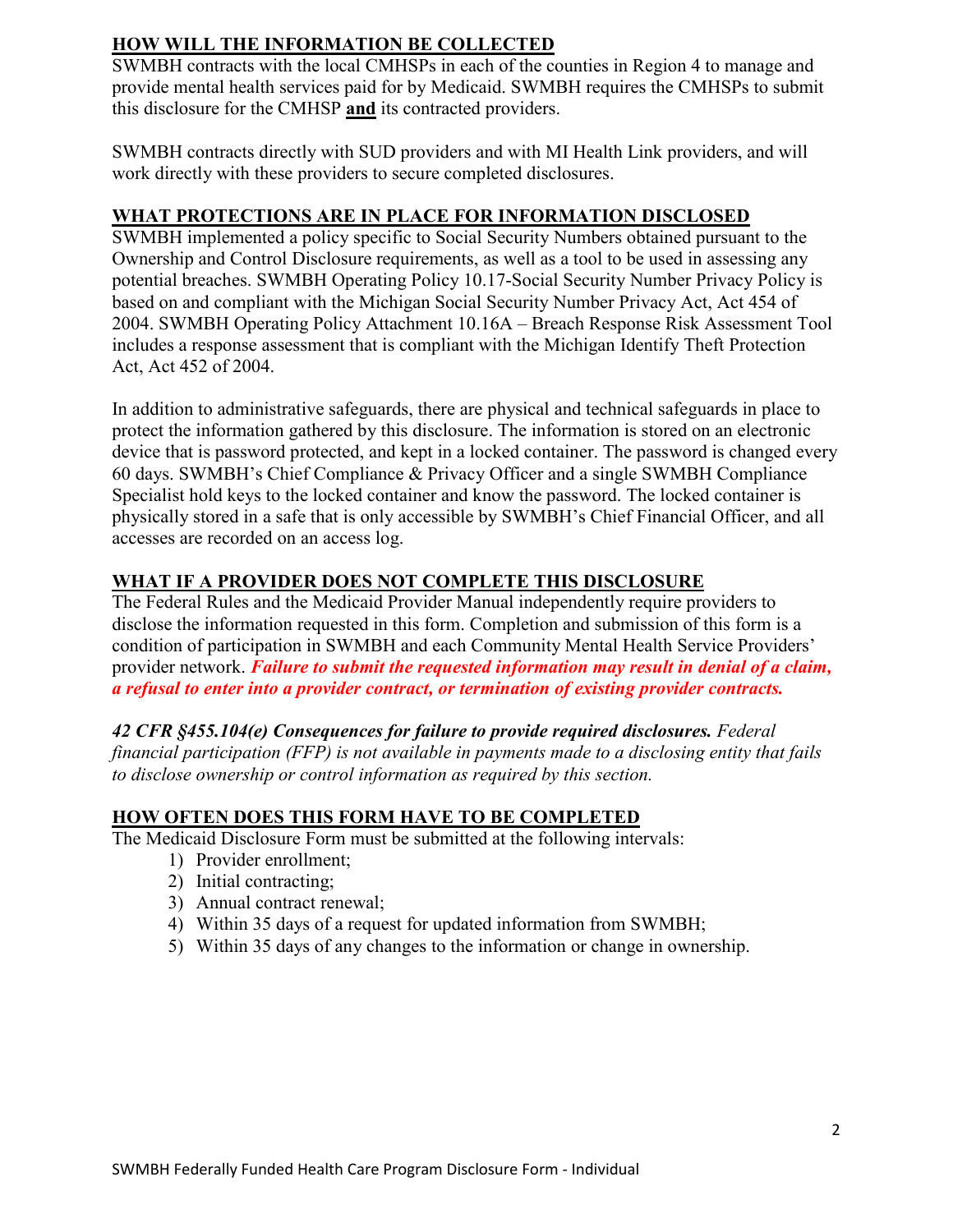## HOW WILL THE INFORMATION BE COLLECTED

SWMBH contracts with the local CMHSPs in each of the counties in Region 4 to manage and provide mental health services paid for by Medicaid. SWMBH requires the CMHSPs to submit this disclosure for the CMHSP **and** its contracted providers.

SWMBH contracts directly with SUD providers and with MI Health Link providers, and will work directly with these providers to secure completed disclosures.

## WHAT PROTECTIONS ARE IN PLACE FOR INFORMATION DISCLOSED

SWMBH implemented a policy specific to Social Security Numbers obtained pursuant to the Ownership and Control Disclosure requirements, as well as a tool to be used in assessing any potential breaches. SWMBH Operating Policy 10.17-Social Security Number Privacy Policy is based on and compliant with the Michigan Social Security Number Privacy Act, Act 454 of 2004. SWMBH Operating Policy Attachment 10.16A – Breach Response Risk Assessment Tool includes a response assessment that is compliant with the Michigan Identify Theft Protection Act, Act 452 of 2004.

In addition to administrative safeguards, there are physical and technical safeguards in place to protect the information gathered by this disclosure. The information is stored on an electronic device that is password protected, and kept in a locked container. The password is changed every 60 days. SWMBH's Chief Compliance & Privacy Officer and a single SWMBH Compliance Specialist hold keys to the locked container and know the password. The locked container is physically stored in a safe that is only accessible by SWMBH's Chief Financial Officer, and all accesses are recorded on an access log.

## WHAT IF A PROVIDER DOES NOT COMPLETE THIS DISCLOSURE

The Federal Rules and the Medicaid Provider Manual independently require providers to disclose the information requested in this form. Completion and submission of this form is a condition of participation in SWMBH and each Community Mental Health Service Providers' provider network. ***Failure to submit the requested information may result in denial of a claim, a refusal to enter into a provider contract, or termination of existing provider contracts.***

***42 CFR §455.104(e) Consequences for failure to provide required disclosures.*** *Federal financial participation (FFP) is not available in payments made to a disclosing entity that fails to disclose ownership or control information as required by this section.*

## HOW OFTEN DOES THIS FORM HAVE TO BE COMPLETED

The Medicaid Disclosure Form must be submitted at the following intervals:

1) Provider enrollment;
2) Initial contracting;
3) Annual contract renewal;
4) Within 35 days of a request for updated information from SWMBH;
5) Within 35 days of any changes to the information or change in ownership.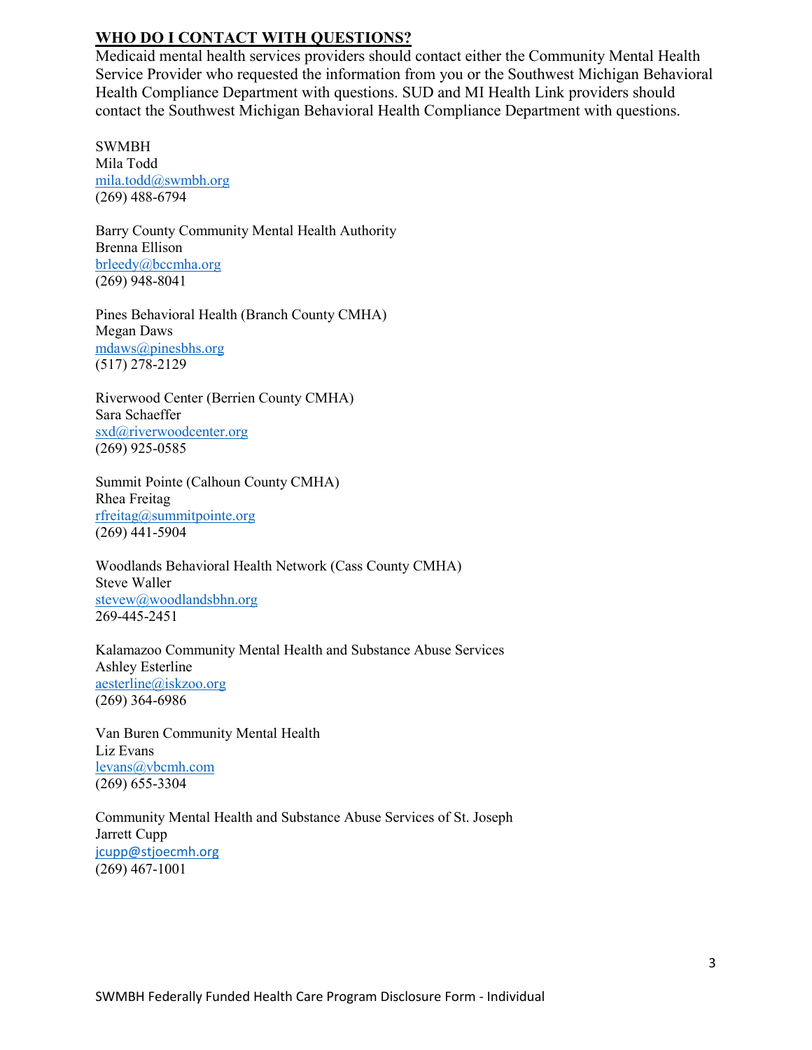## WHO DO I CONTACT WITH QUESTIONS?

Medicaid mental health services providers should contact either the Community Mental Health Service Provider who requested the information from you or the Southwest Michigan Behavioral Health Compliance Department with questions. SUD and MI Health Link providers should contact the Southwest Michigan Behavioral Health Compliance Department with questions.

SWMBH
Mila Todd
mila.todd@swmbh.org
(269) 488-6794

Barry County Community Mental Health Authority
Brenna Ellison
brleedy@bccmha.org
(269) 948-8041

Pines Behavioral Health (Branch County CMHA)
Megan Daws
mdaws@pinesbhs.org
(517) 278-2129

Riverwood Center (Berrien County CMHA)
Sara Schaeffer
sxd@riverwoodcenter.org
(269) 925-0585

Summit Pointe (Calhoun County CMHA)
Rhea Freitag
rfreitag@summitpointe.org
(269) 441-5904

Woodlands Behavioral Health Network (Cass County CMHA)
Steve Waller
stevew@woodlandsbhn.org
269-445-2451

Kalamazoo Community Mental Health and Substance Abuse Services
Ashley Esterline
aesterline@iskzoo.org
(269) 364-6986

Van Buren Community Mental Health
Liz Evans
levans@vbcmh.com
(269) 655-3304

Community Mental Health and Substance Abuse Services of St. Joseph
Jarrett Cupp
jcupp@stjoecmh.org
(269) 467-1001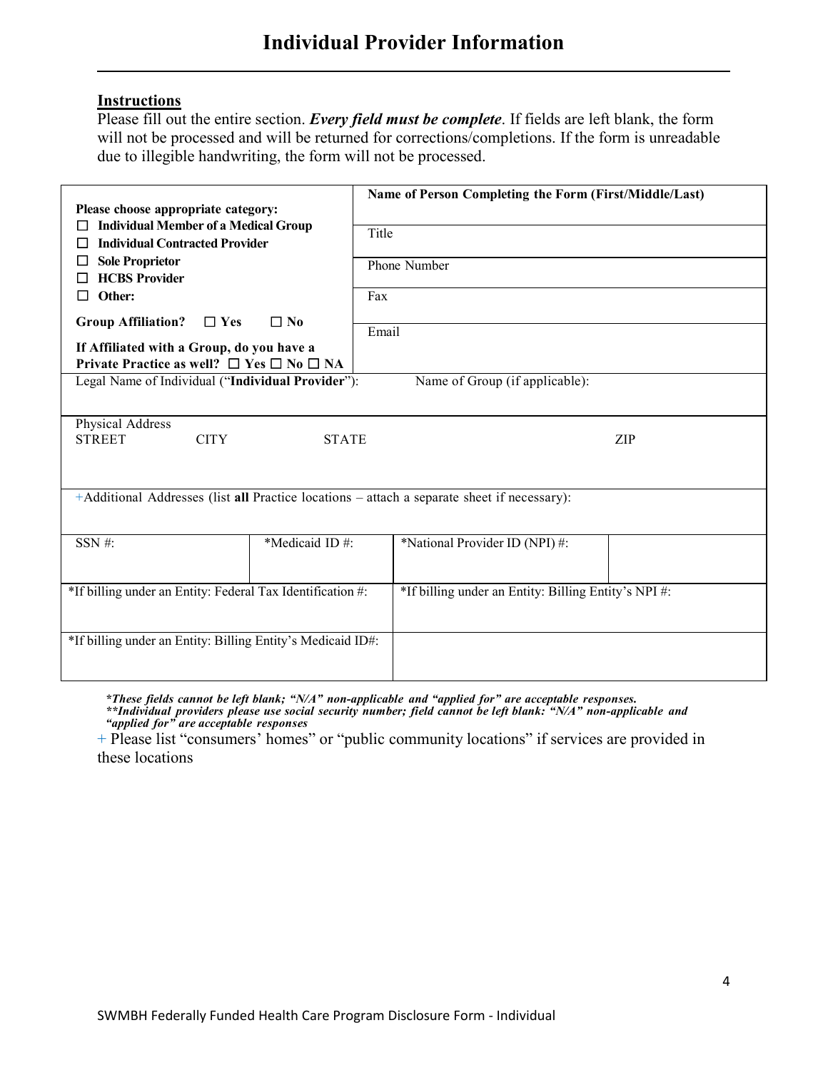# Individual Provider Information

**Instructions**

Please fill out the entire section. ***Every field must be complete***. If fields are left blank, the form will not be processed and will be returned for corrections/completions. If the form is unreadable due to illegible handwriting, the form will not be processed.

| | |
|---|---|
| **Please choose appropriate category:**<br>☐ **Individual Member of a Medical Group**<br>☐ **Individual Contracted Provider**<br>☐ **Sole Proprietor**<br>☐ **HCBS Provider**<br>☐ **Other:**<br><br>**Group Affiliation?** ☐ **Yes** ☐ **No**<br><br>**If Affiliated with a Group, do you have a Private Practice as well?** ☐ **Yes** ☐ **No** ☐ **NA** | **Name of Person Completing the Form (First/Middle/Last)**<br><br>Title<br><br>Phone Number<br><br>Fax<br><br>Email |
| Legal Name of Individual ("**Individual Provider**"): | Name of Group (if applicable): |

| Physical Address | | | |
|---|---|---|---|
| STREET | CITY | STATE | ZIP |
| | | | |

| +Additional Addresses (list **all** Practice locations – attach a separate sheet if necessary): |
|---|
| |

| SSN #: | *Medicaid ID #: | *National Provider ID (NPI) #: | |
|---|---|---|---|
| | | | |

| *If billing under an Entity: Federal Tax Identification #: | *If billing under an Entity: Billing Entity's NPI #: |
|---|---|
| *If billing under an Entity: Billing Entity's Medicaid ID#: | |

****These fields cannot be left blank; "N/A" non-applicable and "applied for" are acceptable responses.***
*****Individual providers please use social security number; field cannot be left blank: "N/A" non-applicable and "applied for" are acceptable responses***

+ Please list "consumers' homes" or "public community locations" if services are provided in these locations

SWMBH Federally Funded Health Care Program Disclosure Form - Individual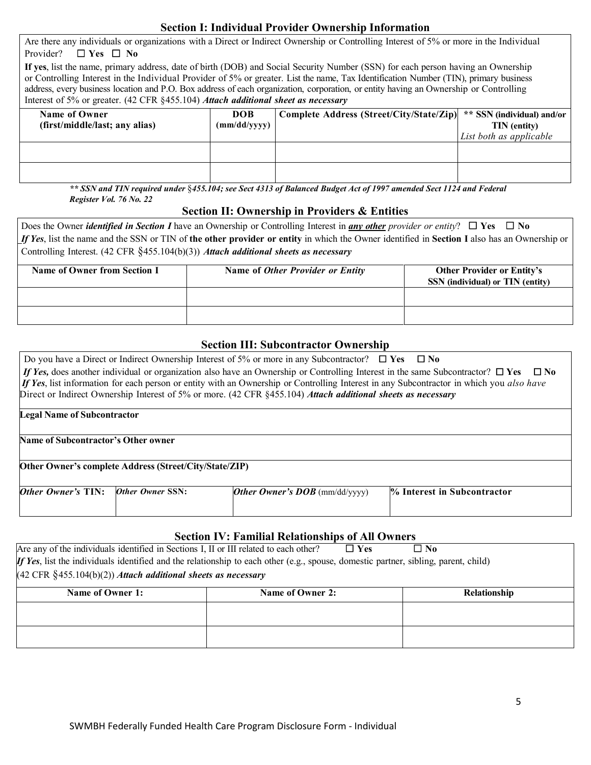## Section I: Individual Provider Ownership Information

Are there any individuals or organizations with a Direct or Indirect Ownership or Controlling Interest of 5% or more in the Individual Provider? ☐ **Yes** ☐ **No**

**If yes**, list the name, primary address, date of birth (DOB) and Social Security Number (SSN) for each person having an Ownership or Controlling Interest in the Individual Provider of 5% or greater. List the name, Tax Identification Number (TIN), primary business address, every business location and P.O. Box address of each organization, corporation, or entity having an Ownership or Controlling Interest of 5% or greater. (42 CFR §455.104) ***Attach additional sheet as necessary***

| Name of Owner (first/middle/last; any alias) | DOB (mm/dd/yyyy) | Complete Address (Street/City/State/Zip) | ** SSN (individual) and/or TIN (entity) *List both as applicable* |
|---|---|---|---|
| | | | |
| | | | |

***** SSN and TIN required under §455.104; see Sect 4313 of Balanced Budget Act of 1997 amended Sect 1124 and Federal Register Vol. 76 No. 22***

## Section II: Ownership in Providers & Entities

Does the Owner ***identified in Section I*** have an Ownership or Controlling Interest in ***any other*** *provider or entity*? ☐ **Yes** ☐ **No**

***If Yes***, list the name and the SSN or TIN of **the other provider or entity** in which the Owner identified in **Section I** also has an Ownership or Controlling Interest. (42 CFR §455.104(b)(3)) ***Attach additional sheets as necessary***

| Name of Owner from Section I | Name of *Other Provider or Entity* | Other Provider or Entity's SSN (individual) or TIN (entity) |
|---|---|---|
| | | |
| | | |

## Section III: Subcontractor Ownership

Do you have a Direct or Indirect Ownership Interest of 5% or more in any Subcontractor? ☐ **Yes** ☐ **No**

***If Yes,*** does another individual or organization also have an Ownership or Controlling Interest in the same Subcontractor? ☐ **Yes** ☐ **No**

***If Yes***, list information for each person or entity with an Ownership or Controlling Interest in any Subcontractor in which you *also have* Direct or Indirect Ownership Interest of 5% or more. (42 CFR §455.104) ***Attach additional sheets as necessary***

| **Legal Name of Subcontractor** | | | |
|---|---|---|---|
| **Name of Subcontractor's Other owner** | | | |
| **Other Owner's complete Address (Street/City/State/ZIP)** | | | |
| ***Other Owner's* TIN:** | ***Other Owner* SSN:** | ***Other Owner's DOB*** (mm/dd/yyyy) | **% Interest in Subcontractor** |

## Section IV: Familial Relationships of All Owners

Are any of the individuals identified in Sections I, II or III related to each other? ☐ **Yes** ☐ **No**

***If Yes***, list the individuals identified and the relationship to each other (e.g., spouse, domestic partner, sibling, parent, child) (42 CFR §455.104(b)(2)) ***Attach additional sheets as necessary***

| Name of Owner 1: | Name of Owner 2: | Relationship |
|---|---|---|
| | | |
| | | |

SWMBH Federally Funded Health Care Program Disclosure Form - Individual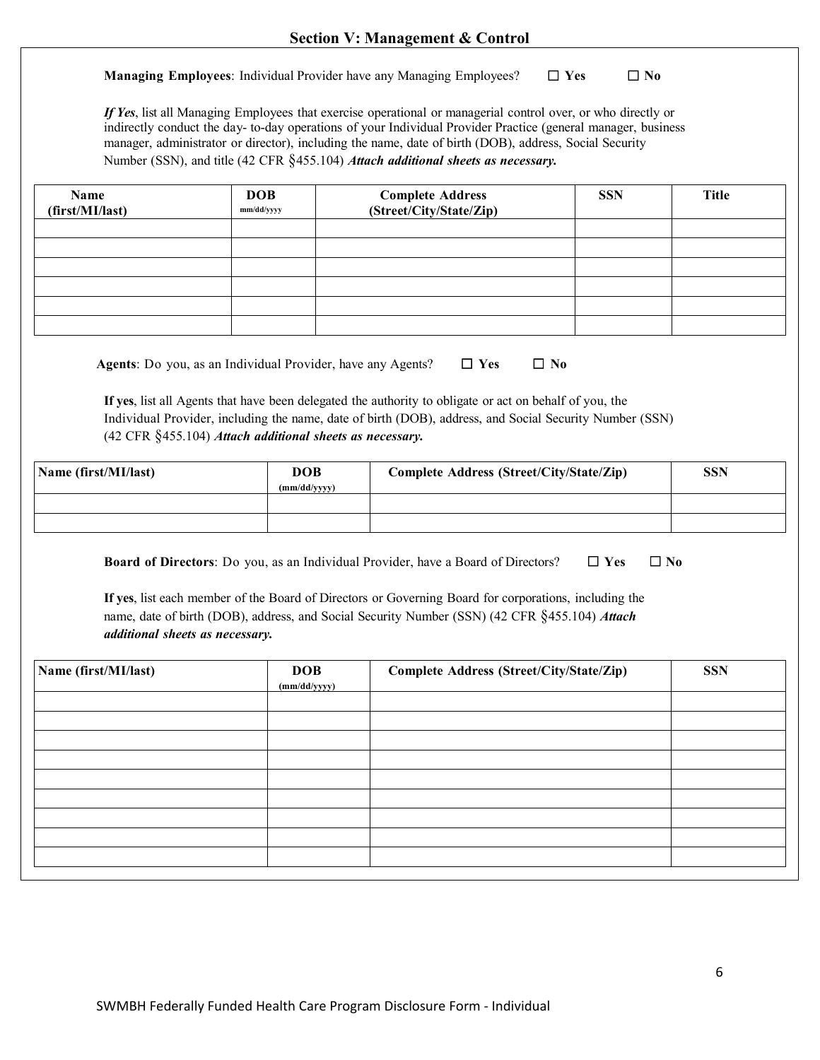## Section V: Management & Control

**Managing Employees**: Individual Provider have any Managing Employees? ☐ **Yes** ☐ **No**

***If Yes***, list all Managing Employees that exercise operational or managerial control over, or who directly or indirectly conduct the day- to-day operations of your Individual Provider Practice (general manager, business manager, administrator or director), including the name, date of birth (DOB), address, Social Security Number (SSN), and title (42 CFR §455.104) ***Attach additional sheets as necessary.***

| Name (first/MI/last) | DOB mm/dd/yyyy | Complete Address (Street/City/State/Zip) | SSN | Title |
|---|---|---|---|---|
| | | | | |
| | | | | |
| | | | | |
| | | | | |
| | | | | |
| | | | | |

**Agents**: Do you, as an Individual Provider, have any Agents? ☐ **Yes** ☐ **No**

**If yes**, list all Agents that have been delegated the authority to obligate or act on behalf of you, the Individual Provider, including the name, date of birth (DOB), address, and Social Security Number (SSN) (42 CFR §455.104) ***Attach additional sheets as necessary.***

| Name (first/MI/last) | DOB (mm/dd/yyyy) | Complete Address (Street/City/State/Zip) | SSN |
|---|---|---|---|
| | | | |
| | | | |

**Board of Directors**: Do you, as an Individual Provider, have a Board of Directors? ☐ **Yes** ☐ **No**

**If yes**, list each member of the Board of Directors or Governing Board for corporations, including the name, date of birth (DOB), address, and Social Security Number (SSN) (42 CFR §455.104) ***Attach additional sheets as necessary.***

| Name (first/MI/last) | DOB (mm/dd/yyyy) | Complete Address (Street/City/State/Zip) | SSN |
|---|---|---|---|
| | | | |
| | | | |
| | | | |
| | | | |
| | | | |
| | | | |
| | | | |
| | | | |
| | | | |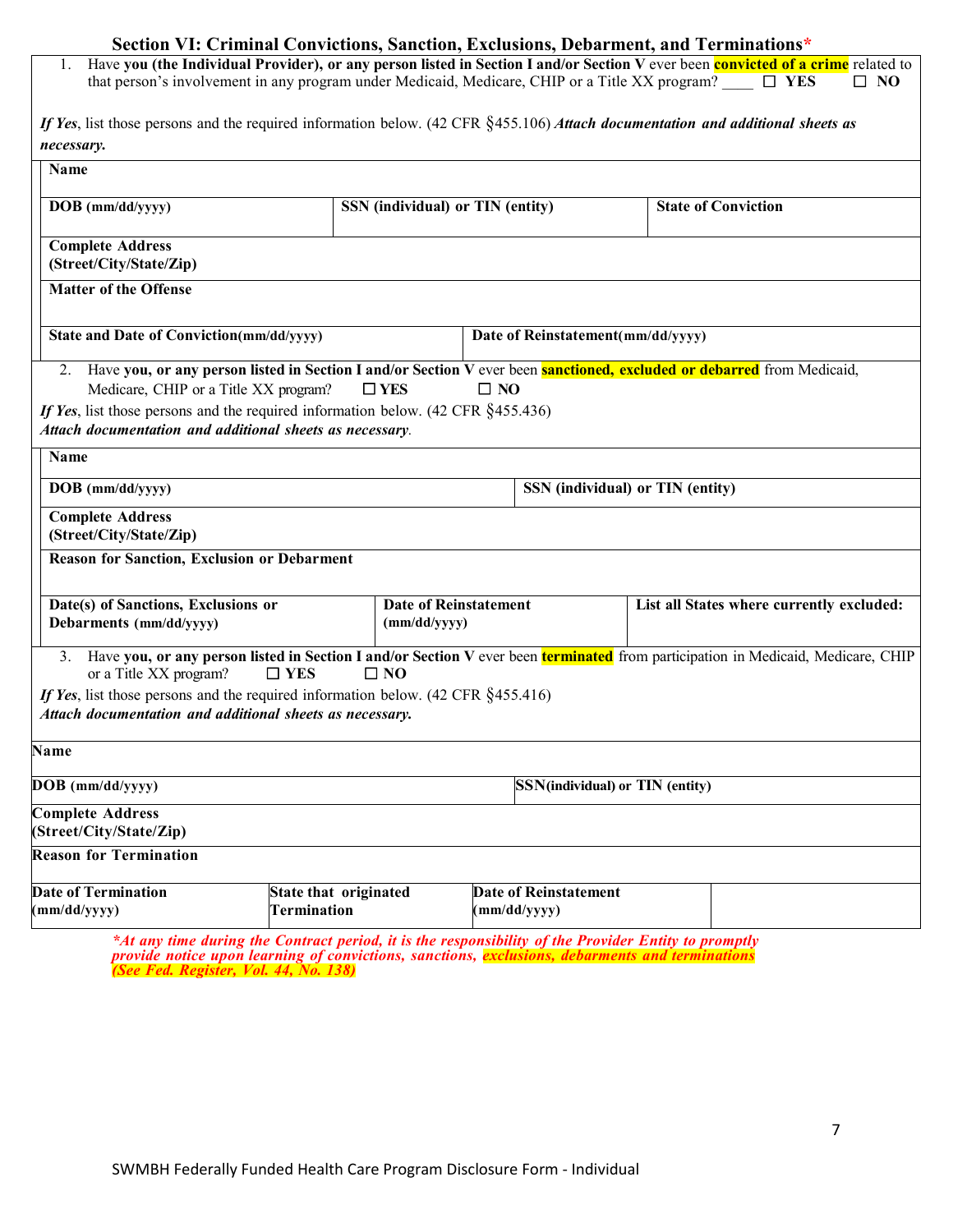### Section VI: Criminal Convictions, Sanction, Exclusions, Debarment, and Terminations*

1. Have **you (the Individual Provider), or any person listed in Section I and/or Section V** ever been **convicted of a crime** related to that person's involvement in any program under Medicaid, Medicare, CHIP or a Title XX program? ____ ☐ **YES** ☐ **NO**

*If Yes*, list those persons and the required information below. (42 CFR §455.106) ***Attach documentation and additional sheets as necessary.***

| **Name** | | |
|---|---|---|
| **DOB** (mm/dd/yyyy) | **SSN (individual) or TIN (entity)** | **State of Conviction** |
| **Complete Address (Street/City/State/Zip)** | | |
| **Matter of the Offense** | | |
| **State and Date of Conviction**(mm/dd/yyyy) | **Date of Reinstatement**(mm/dd/yyyy) | |

2. Have **you, or any person listed in Section I and/or Section V** ever been **sanctioned, excluded or debarred** from Medicaid, Medicare, CHIP or a Title XX program? ☐ **YES** ☐ **NO**

*If Yes*, list those persons and the required information below. (42 CFR §455.436)
***Attach documentation and additional sheets as necessary.***

| **Name** | | |
|---|---|---|
| **DOB** (mm/dd/yyyy) | **SSN (individual) or TIN (entity)** | |
| **Complete Address (Street/City/State/Zip)** | | |
| **Reason for Sanction, Exclusion or Debarment** | | |
| **Date(s) of Sanctions, Exclusions or Debarments** (mm/dd/yyyy) | **Date of Reinstatement** (mm/dd/yyyy) | **List all States where currently excluded:** |

3. Have **you, or any person listed in Section I and/or Section V** ever been **terminated** from participation in Medicaid, Medicare, CHIP or a Title XX program? ☐ **YES** ☐ **NO**

*If Yes*, list those persons and the required information below. (42 CFR §455.416)
***Attach documentation and additional sheets as necessary.***

| **Name** | | | |
|---|---|---|---|
| **DOB** (mm/dd/yyyy) | | **SSN**(individual) or **TIN** (entity) | |
| **Complete Address (Street/City/State/Zip)** | | | |
| **Reason for Termination** | | | |
| **Date of Termination** (mm/dd/yyyy) | **State that originated Termination** | **Date of Reinstatement** (mm/dd/yyyy) | |

****At any time during the Contract period, it is the responsibility of the Provider Entity to promptly provide notice upon learning of convictions, sanctions, exclusions, debarments and terminations (See Fed. Register, Vol. 44, No. 138)***

SWMBH Federally Funded Health Care Program Disclosure Form - Individual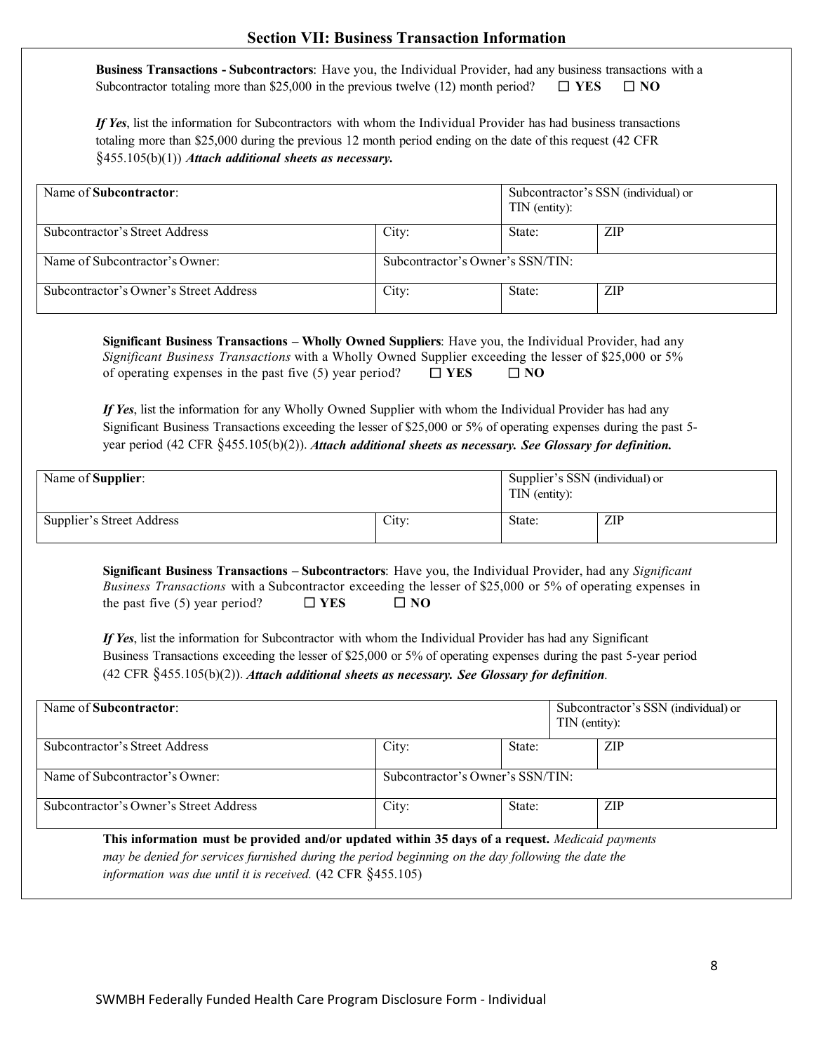## Section VII: Business Transaction Information

**Business Transactions - Subcontractors**: Have you, the Individual Provider, had any business transactions with a Subcontractor totaling more than $25,000 in the previous twelve (12) month period? ☐ **YES** ☐ **NO**

***If Yes***, list the information for Subcontractors with whom the Individual Provider has had business transactions totaling more than $25,000 during the previous 12 month period ending on the date of this request (42 CFR §455.105(b)(1)) ***Attach additional sheets as necessary.***

| Name of **Subcontractor**: | | Subcontractor's SSN (individual) or TIN (entity): | |
|---|---|---|---|
| Subcontractor's Street Address | City: | State: | ZIP |
| Name of Subcontractor's Owner: | Subcontractor's Owner's SSN/TIN: | | |
| Subcontractor's Owner's Street Address | City: | State: | ZIP |

**Significant Business Transactions – Wholly Owned Suppliers**: Have you, the Individual Provider, had any *Significant Business Transactions* with a Wholly Owned Supplier exceeding the lesser of $25,000 or 5% of operating expenses in the past five (5) year period? ☐ **YES** ☐ **NO**

***If Yes***, list the information for any Wholly Owned Supplier with whom the Individual Provider has had any Significant Business Transactions exceeding the lesser of $25,000 or 5% of operating expenses during the past 5-year period (42 CFR §455.105(b)(2)). ***Attach additional sheets as necessary. See Glossary for definition.***

| Name of **Supplier**: | | Supplier's SSN (individual) or TIN (entity): | |
|---|---|---|---|
| Supplier's Street Address | City: | State: | ZIP |

**Significant Business Transactions – Subcontractors**: Have you, the Individual Provider, had any *Significant Business Transactions* with a Subcontractor exceeding the lesser of $25,000 or 5% of operating expenses in the past five (5) year period? ☐ **YES** ☐ **NO**

***If Yes***, list the information for Subcontractor with whom the Individual Provider has had any Significant Business Transactions exceeding the lesser of $25,000 or 5% of operating expenses during the past 5-year period (42 CFR §455.105(b)(2)). ***Attach additional sheets as necessary. See Glossary for definition.***

| Name of **Subcontractor**: | | | Subcontractor's SSN (individual) or TIN (entity): |
|---|---|---|---|
| Subcontractor's Street Address | City: | State: | ZIP |
| Name of Subcontractor's Owner: | Subcontractor's Owner's SSN/TIN: | | |
| Subcontractor's Owner's Street Address | City: | State: | ZIP |

**This information must be provided and/or updated within 35 days of a request.** *Medicaid payments may be denied for services furnished during the period beginning on the day following the date the information was due until it is received.* (42 CFR §455.105)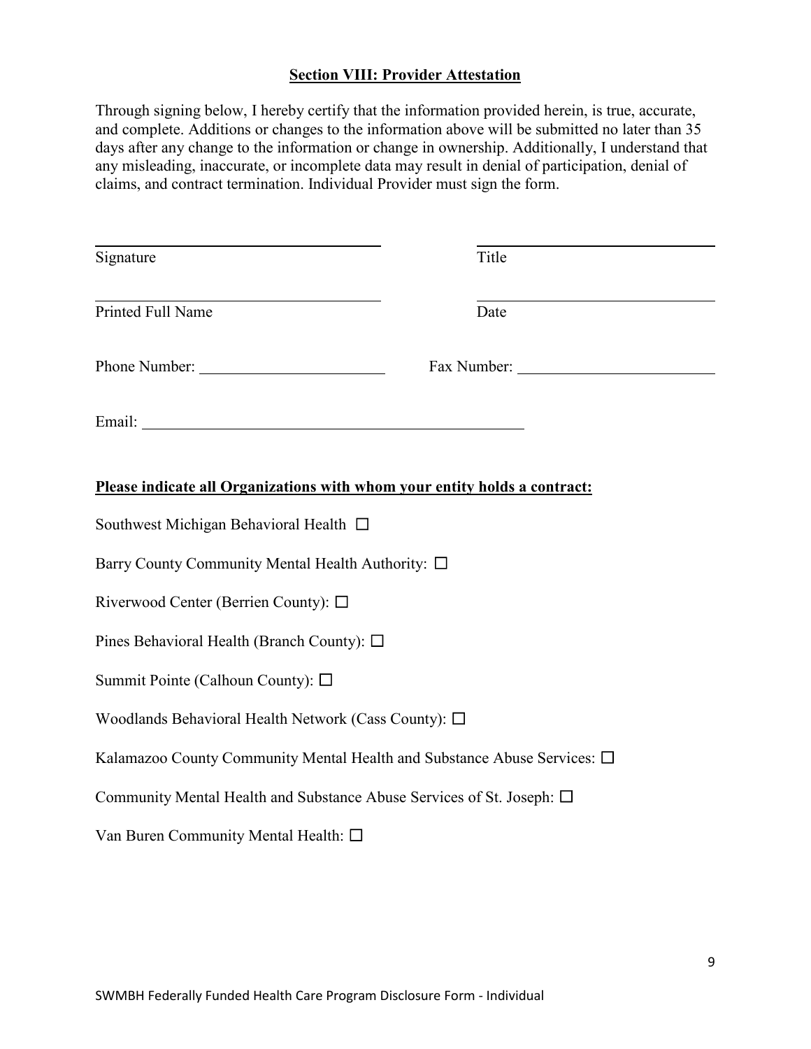## Section VIII: Provider Attestation

Through signing below, I hereby certify that the information provided herein, is true, accurate, and complete. Additions or changes to the information above will be submitted no later than 35 days after any change to the information or change in ownership. Additionally, I understand that any misleading, inaccurate, or incomplete data may result in denial of participation, denial of claims, and contract termination. Individual Provider must sign the form.

\_\_\_\_\_\_\_\_\_\_\_\_\_\_\_\_\_\_\_\_\_\_\_\_\_\_\_\_\_\_ \_\_\_\_\_\_\_\_\_\_\_\_\_\_\_\_\_\_\_\_\_\_\_\_\_\_\_\_\_\_
Signature Title

\_\_\_\_\_\_\_\_\_\_\_\_\_\_\_\_\_\_\_\_\_\_\_\_\_\_\_\_\_\_ \_\_\_\_\_\_\_\_\_\_\_\_\_\_\_\_\_\_\_\_\_\_\_\_\_\_\_\_\_\_
Printed Full Name Date

Phone Number: \_\_\_\_\_\_\_\_\_\_\_\_\_\_\_\_\_\_\_\_ Fax Number: \_\_\_\_\_\_\_\_\_\_\_\_\_\_\_\_\_\_\_\_

Email: \_\_\_\_\_\_\_\_\_\_\_\_\_\_\_\_\_\_\_\_\_\_\_\_\_\_\_\_\_\_\_\_\_\_\_\_\_\_\_\_

**Please indicate all Organizations with whom your entity holds a contract:**

Southwest Michigan Behavioral Health ☐

Barry County Community Mental Health Authority: ☐

Riverwood Center (Berrien County): ☐

Pines Behavioral Health (Branch County): ☐

Summit Pointe (Calhoun County): ☐

Woodlands Behavioral Health Network (Cass County): ☐

Kalamazoo County Community Mental Health and Substance Abuse Services: ☐

Community Mental Health and Substance Abuse Services of St. Joseph: ☐

Van Buren Community Mental Health: ☐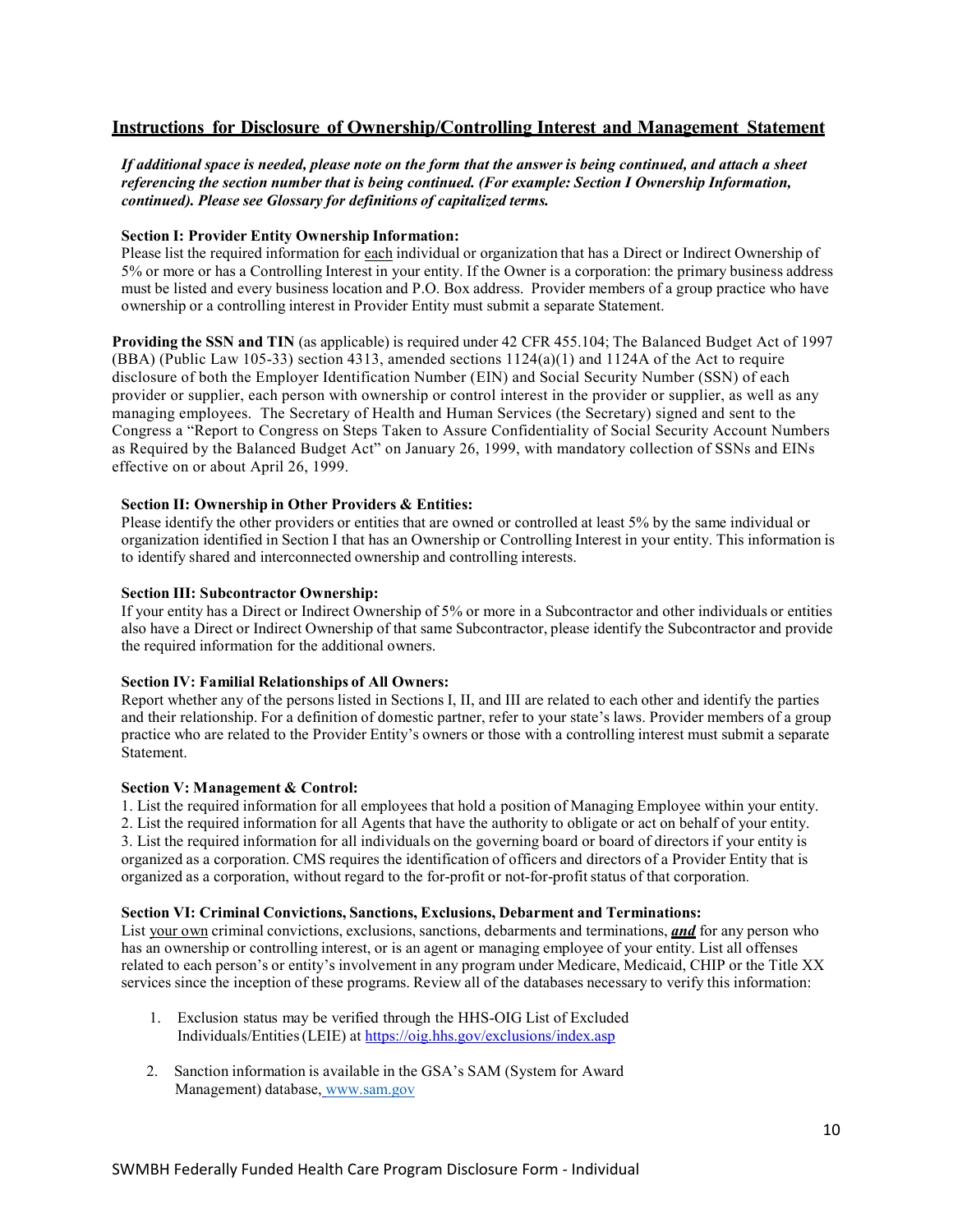## Instructions for Disclosure of Ownership/Controlling Interest and Management Statement

***If additional space is needed, please note on the form that the answer is being continued, and attach a sheet referencing the section number that is being continued. (For example: Section I Ownership Information, continued). Please see Glossary for definitions of capitalized terms.***

**Section I: Provider Entity Ownership Information:**
Please list the required information for each individual or organization that has a Direct or Indirect Ownership of 5% or more or has a Controlling Interest in your entity. If the Owner is a corporation: the primary business address must be listed and every business location and P.O. Box address. Provider members of a group practice who have ownership or a controlling interest in Provider Entity must submit a separate Statement.

**Providing the SSN and TIN** (as applicable) is required under 42 CFR 455.104; The Balanced Budget Act of 1997 (BBA) (Public Law 105-33) section 4313, amended sections 1124(a)(1) and 1124A of the Act to require disclosure of both the Employer Identification Number (EIN) and Social Security Number (SSN) of each provider or supplier, each person with ownership or control interest in the provider or supplier, as well as any managing employees. The Secretary of Health and Human Services (the Secretary) signed and sent to the Congress a "Report to Congress on Steps Taken to Assure Confidentiality of Social Security Account Numbers as Required by the Balanced Budget Act" on January 26, 1999, with mandatory collection of SSNs and EINs effective on or about April 26, 1999.

**Section II: Ownership in Other Providers & Entities:**
Please identify the other providers or entities that are owned or controlled at least 5% by the same individual or organization identified in Section I that has an Ownership or Controlling Interest in your entity. This information is to identify shared and interconnected ownership and controlling interests.

**Section III: Subcontractor Ownership:**
If your entity has a Direct or Indirect Ownership of 5% or more in a Subcontractor and other individuals or entities also have a Direct or Indirect Ownership of that same Subcontractor, please identify the Subcontractor and provide the required information for the additional owners.

**Section IV: Familial Relationships of All Owners:**
Report whether any of the persons listed in Sections I, II, and III are related to each other and identify the parties and their relationship. For a definition of domestic partner, refer to your state's laws. Provider members of a group practice who are related to the Provider Entity's owners or those with a controlling interest must submit a separate Statement.

**Section V: Management & Control:**
1. List the required information for all employees that hold a position of Managing Employee within your entity.
2. List the required information for all Agents that have the authority to obligate or act on behalf of your entity.
3. List the required information for all individuals on the governing board or board of directors if your entity is organized as a corporation. CMS requires the identification of officers and directors of a Provider Entity that is organized as a corporation, without regard to the for-profit or not-for-profit status of that corporation.

**Section VI: Criminal Convictions, Sanctions, Exclusions, Debarment and Terminations:**
List your own criminal convictions, exclusions, sanctions, debarments and terminations, ***and*** for any person who has an ownership or controlling interest, or is an agent or managing employee of your entity. List all offenses related to each person's or entity's involvement in any program under Medicare, Medicaid, CHIP or the Title XX services since the inception of these programs. Review all of the databases necessary to verify this information:

1. Exclusion status may be verified through the HHS-OIG List of Excluded Individuals/Entities (LEIE) at https://oig.hhs.gov/exclusions/index.asp
2. Sanction information is available in the GSA's SAM (System for Award Management) database, www.sam.gov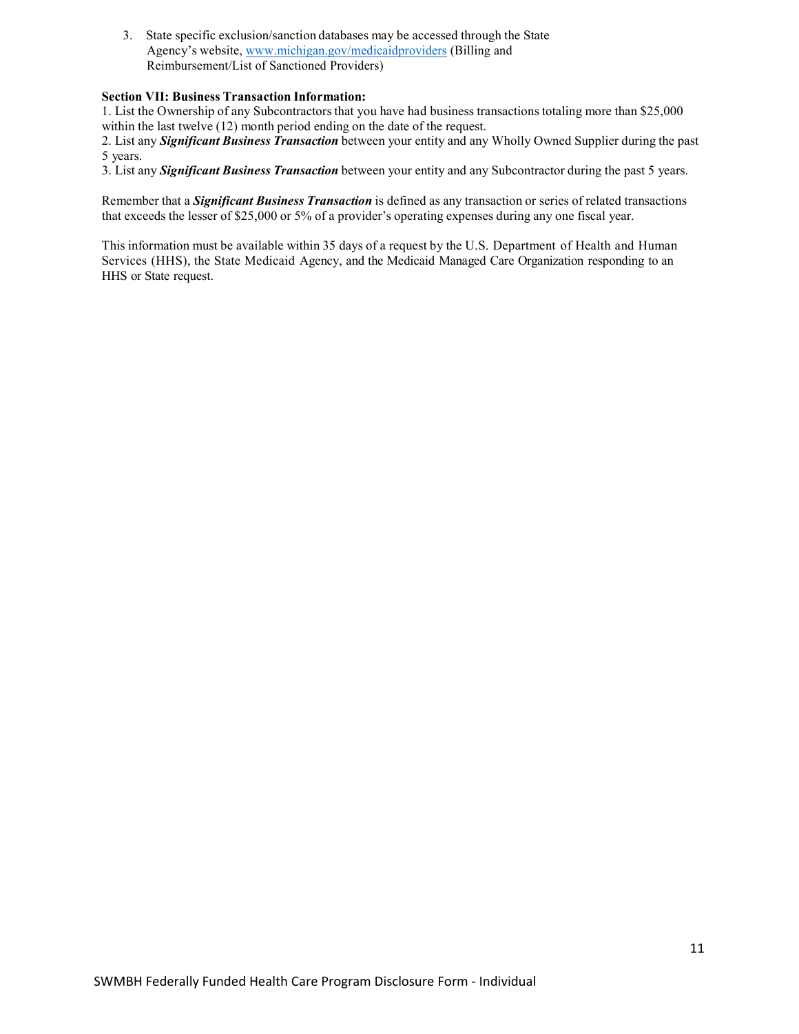3. State specific exclusion/sanction databases may be accessed through the State Agency's website, [www.michigan.gov/medicaidproviders](http://www.michigan.gov/medicaidproviders) (Billing and Reimbursement/List of Sanctioned Providers)

**Section VII: Business Transaction Information:**

1. List the Ownership of any Subcontractors that you have had business transactions totaling more than $25,000 within the last twelve (12) month period ending on the date of the request.
2. List any ***Significant Business Transaction*** between your entity and any Wholly Owned Supplier during the past 5 years.
3. List any ***Significant Business Transaction*** between your entity and any Subcontractor during the past 5 years.

Remember that a ***Significant Business Transaction*** is defined as any transaction or series of related transactions that exceeds the lesser of $25,000 or 5% of a provider's operating expenses during any one fiscal year.

This information must be available within 35 days of a request by the U.S. Department of Health and Human Services (HHS), the State Medicaid Agency, and the Medicaid Managed Care Organization responding to an HHS or State request.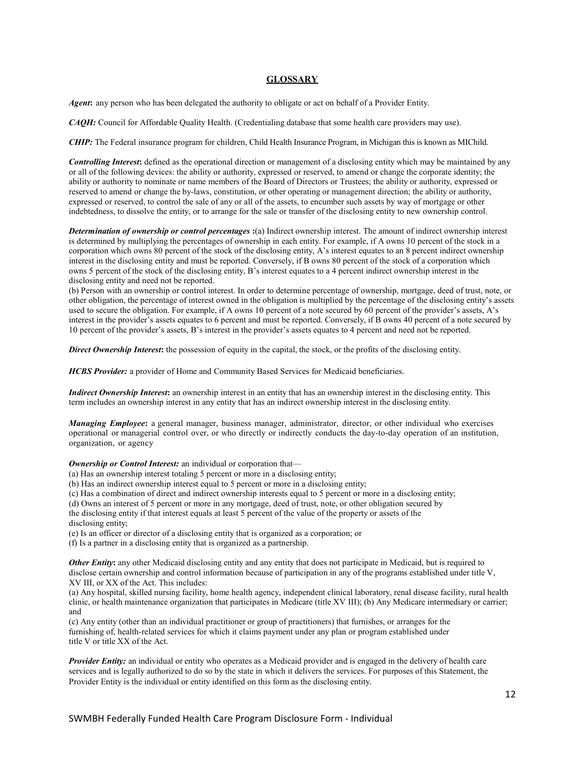## GLOSSARY

***Agent*:** any person who has been delegated the authority to obligate or act on behalf of a Provider Entity.

***CAQH:*** Council for Affordable Quality Health. (Credentialing database that some health care providers may use).

***CHIP:*** The Federal insurance program for children, Child Health Insurance Program, in Michigan this is known as MIChild.

***Controlling Interest*:** defined as the operational direction or management of a disclosing entity which may be maintained by any or all of the following devices: the ability or authority, expressed or reserved, to amend or change the corporate identity; the ability or authority to nominate or name members of the Board of Directors or Trustees; the ability or authority, expressed or reserved to amend or change the by-laws, constitution, or other operating or management direction; the ability or authority, expressed or reserved, to control the sale of any or all of the assets, to encumber such assets by way of mortgage or other indebtedness, to dissolve the entity, or to arrange for the sale or transfer of the disclosing entity to new ownership control.

***Determination of ownership or control percentages* :**(a) Indirect ownership interest. The amount of indirect ownership interest is determined by multiplying the percentages of ownership in each entity. For example, if A owns 10 percent of the stock in a corporation which owns 80 percent of the stock of the disclosing entity, A's interest equates to an 8 percent indirect ownership interest in the disclosing entity and must be reported. Conversely, if B owns 80 percent of the stock of a corporation which owns 5 percent of the stock of the disclosing entity, B's interest equates to a 4 percent indirect ownership interest in the disclosing entity and need not be reported.

(b) Person with an ownership or control interest. In order to determine percentage of ownership, mortgage, deed of trust, note, or other obligation, the percentage of interest owned in the obligation is multiplied by the percentage of the disclosing entity's assets used to secure the obligation. For example, if A owns 10 percent of a note secured by 60 percent of the provider's assets, A's interest in the provider's assets equates to 6 percent and must be reported. Conversely, if B owns 40 percent of a note secured by 10 percent of the provider's assets, B's interest in the provider's assets equates to 4 percent and need not be reported.

***Direct Ownership Interest*:** the possession of equity in the capital, the stock, or the profits of the disclosing entity.

***HCBS Provider:*** a provider of Home and Community Based Services for Medicaid beneficiaries.

***Indirect Ownership Interest*:** an ownership interest in an entity that has an ownership interest in the disclosing entity. This term includes an ownership interest in any entity that has an indirect ownership interest in the disclosing entity.

***Managing Employee*:** a general manager, business manager, administrator, director, or other individual who exercises operational or managerial control over, or who directly or indirectly conducts the day-to-day operation of an institution, organization, or agency

***Ownership or Control Interest:*** an individual or corporation that—

(a) Has an ownership interest totaling 5 percent or more in a disclosing entity;
(b) Has an indirect ownership interest equal to 5 percent or more in a disclosing entity;
(c) Has a combination of direct and indirect ownership interests equal to 5 percent or more in a disclosing entity;
(d) Owns an interest of 5 percent or more in any mortgage, deed of trust, note, or other obligation secured by the disclosing entity if that interest equals at least 5 percent of the value of the property or assets of the disclosing entity;
(e) Is an officer or director of a disclosing entity that is organized as a corporation; or
(f) Is a partner in a disclosing entity that is organized as a partnership.

***Other Entity*:** any other Medicaid disclosing entity and any entity that does not participate in Medicaid, but is required to disclose certain ownership and control information because of participation in any of the programs established under title V, XV III, or XX of the Act. This includes:

(a) Any hospital, skilled nursing facility, home health agency, independent clinical laboratory, renal disease facility, rural health clinic, or health maintenance organization that participates in Medicare (title XV III); (b) Any Medicare intermediary or carrier; and

(c) Any entity (other than an individual practitioner or group of practitioners) that furnishes, or arranges for the furnishing of, health-related services for which it claims payment under any plan or program established under title V or title XX of the Act.

***Provider Entity:*** an individual or entity who operates as a Medicaid provider and is engaged in the delivery of health care services and is legally authorized to do so by the state in which it delivers the services. For purposes of this Statement, the Provider Entity is the individual or entity identified on this form as the disclosing entity.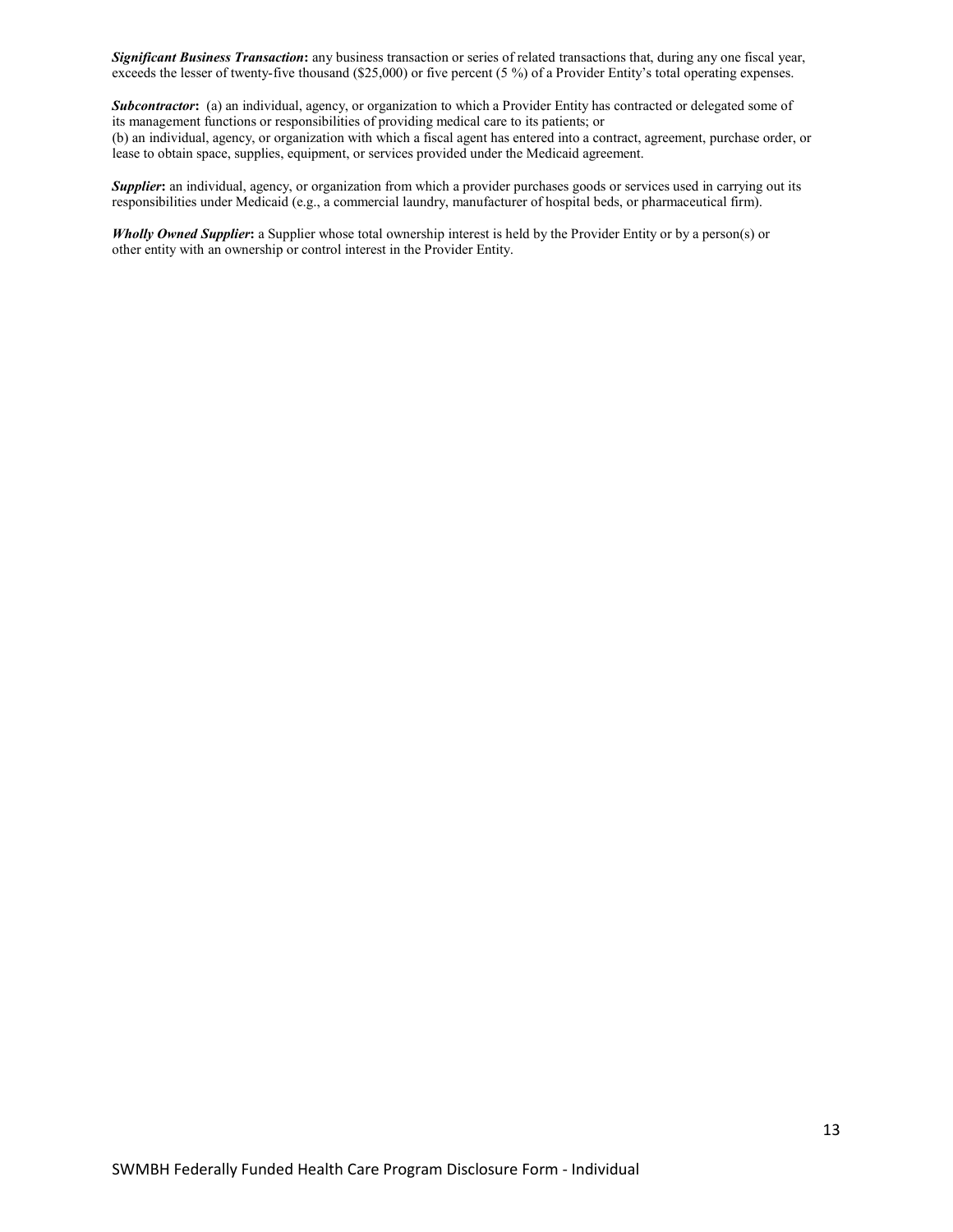***Significant Business Transaction*****:** any business transaction or series of related transactions that, during any one fiscal year, exceeds the lesser of twenty-five thousand ($25,000) or five percent (5 %) of a Provider Entity's total operating expenses.

***Subcontractor*****:** (a) an individual, agency, or organization to which a Provider Entity has contracted or delegated some of its management functions or responsibilities of providing medical care to its patients; or
(b) an individual, agency, or organization with which a fiscal agent has entered into a contract, agreement, purchase order, or lease to obtain space, supplies, equipment, or services provided under the Medicaid agreement.

***Supplier*****:** an individual, agency, or organization from which a provider purchases goods or services used in carrying out its responsibilities under Medicaid (e.g., a commercial laundry, manufacturer of hospital beds, or pharmaceutical firm).

***Wholly Owned Supplier*****:** a Supplier whose total ownership interest is held by the Provider Entity or by a person(s) or other entity with an ownership or control interest in the Provider Entity.